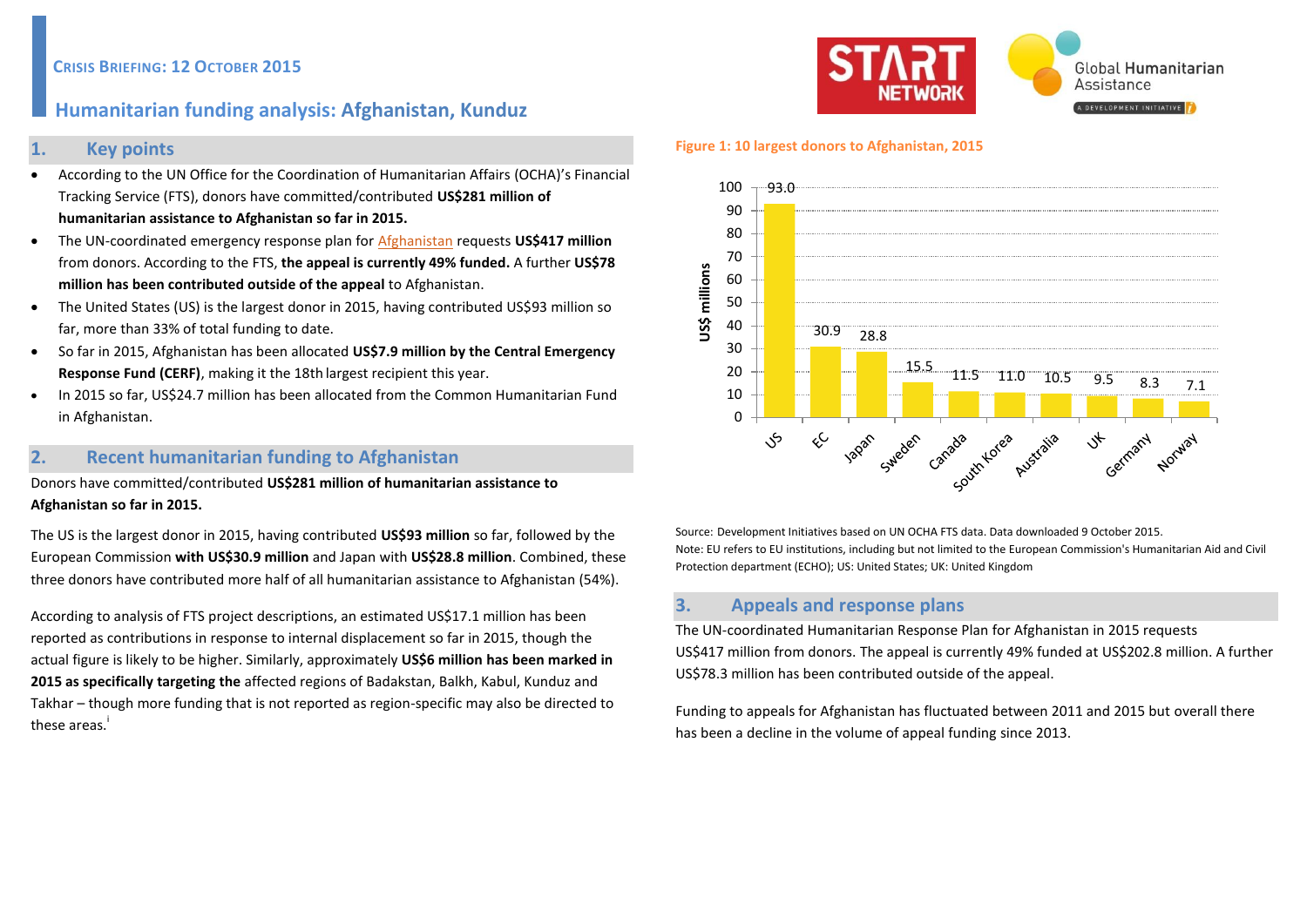CRISIS BRIEFING: 12 OCTOBER 2015

# Humanitarian funding analysis: Afghanistan, Kunduz

## 1. Key points

- According to the UN Office for the Coordination of Humanitarian Affairs (OCHA)'s Financial Tracking Service (FTS), donors have committed/contributed **US$281 million of humanitarian assistance to Afghanistan so far in 2015.**
- The UN-coordinated emergency response plan for Afghanistan requests **US$417 million** from donors. According to the FTS, **the appeal is currently 49% funded.** A further **US$78 million has been contributed outside of the appeal** to Afghanistan.
- The United States (US) is the largest donor in 2015, having contributed US$93 million so far, more than 33% of total funding to date.
- So far in 2015, Afghanistan has been allocated **US$7.9 million by the Central Emergency Response Fund (CERF)**, making it the 18th largest recipient this year.
- In 2015 so far, US$24.7 million has been allocated from the Common Humanitarian Fund in Afghanistan.

## 2. Recent humanitarian funding to Afghanistan

Donors have committed/contributed **US$281 million of humanitarian assistance to Afghanistan so far in 2015.**

The US is the largest donor in 2015, having contributed **US$93 million** so far, followed by the European Commission **with US$30.9 million** and Japan with **US$28.8 million**. Combined, these three donors have contributed more half of all humanitarian assistance to Afghanistan (54%).

According to analysis of FTS project descriptions, an estimated US$17.1 million has been reported as contributions in response to internal displacement so far in 2015, though the actual figure is likely to be higher. Similarly, approximately **US$6 million has been marked in 2015 as specifically targeting the** affected regions of Badakstan, Balkh, Kabul, Kunduz and Takhar – though more funding that is not reported as region-specific may also be directed to these areas.[i]

**Figure 1: 10 largest donors to Afghanistan, 2015**

| Donor | US$ millions |
|---|---|
| US | 93.0 |
| EC | 30.9 |
| Japan | 28.8 |
| Sweden | 15.5 |
| Canada | 11.5 |
| South Korea | 11.0 |
| Australia | 10.5 |
| UK | 9.5 |
| Germany | 8.3 |
| Norway | 7.1 |

Source: Development Initiatives based on UN OCHA FTS data. Data downloaded 9 October 2015.
Note: EU refers to EU institutions, including but not limited to the European Commission's Humanitarian Aid and Civil Protection department (ECHO); US: United States; UK: United Kingdom

## 3. Appeals and response plans

The UN-coordinated Humanitarian Response Plan for Afghanistan in 2015 requests US$417 million from donors. The appeal is currently 49% funded at US$202.8 million. A further US$78.3 million has been contributed outside of the appeal.

Funding to appeals for Afghanistan has fluctuated between 2011 and 2015 but overall there has been a decline in the volume of appeal funding since 2013.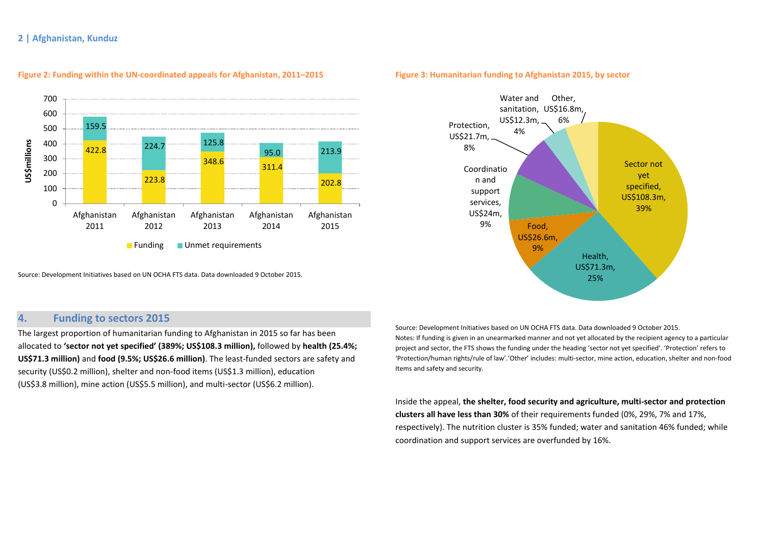**Figure 2: Funding within the UN-coordinated appeals for Afghanistan, 2011–2015**

| | Funding (US$ millions) | Unmet requirements (US$ millions) |
|---|---|---|
| Afghanistan 2011 | 422.8 | 159.5 |
| Afghanistan 2012 | 223.8 | 224.7 |
| Afghanistan 2013 | 348.6 | 125.8 |
| Afghanistan 2014 | 311.4 | 95.0 |
| Afghanistan 2015 | 202.8 | 213.9 |

Source: Development Initiatives based on UN OCHA FTS data. Data downloaded 9 October 2015.

**Figure 3: Humanitarian funding to Afghanistan 2015, by sector**

| Sector | Funding | Share |
|---|---|---|
| Sector not yet specified | US$108.3m | 39% |
| Health | US$71.3m | 25% |
| Food | US$26.6m | 9% |
| Coordination and support services | US$24m | 9% |
| Protection | US$21.7m | 8% |
| Water and sanitation | US$12.3m | 4% |
| Other | US$16.8m | 6% |

Source: Development Initiatives based on UN OCHA FTS data. Data downloaded 9 October 2015.
Notes: If funding is given in an unearmarked manner and not yet allocated by the recipient agency to a particular project and sector, the FTS shows the funding under the heading 'sector not yet specified'. 'Protection' refers to 'Protection/human rights/rule of law'.'Other' includes: multi-sector, mine action, education, shelter and non-food Items and safety and security.

## 4. Funding to sectors 2015

The largest proportion of humanitarian funding to Afghanistan in 2015 so far has been allocated to **'sector not yet specified' (389%; US$108.3 million),** followed by **health (25.4%; US$71.3 million)** and **food (9.5%; US$26.6 million)**. The least-funded sectors are safety and security (US$0.2 million), shelter and non-food items (US$1.3 million), education (US$3.8 million), mine action (US$5.5 million), and multi-sector (US$6.2 million).

Inside the appeal, **the shelter, food security and agriculture, multi-sector and protection clusters all have less than 30%** of their requirements funded (0%, 29%, 7% and 17%, respectively). The nutrition cluster is 35% funded; water and sanitation 46% funded; while coordination and support services are overfunded by 16%.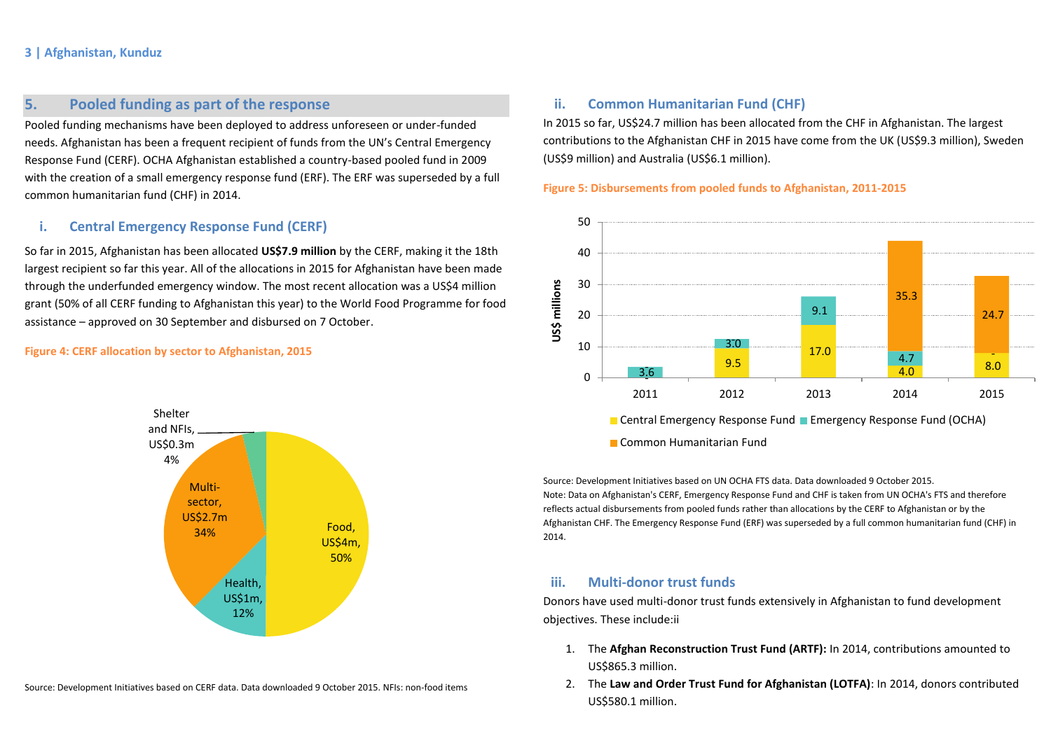## 5. Pooled funding as part of the response

Pooled funding mechanisms have been deployed to address unforeseen or under-funded needs. Afghanistan has been a frequent recipient of funds from the UN's Central Emergency Response Fund (CERF). OCHA Afghanistan established a country-based pooled fund in 2009 with the creation of a small emergency response fund (ERF). The ERF was superseded by a full common humanitarian fund (CHF) in 2014.

### i. Central Emergency Response Fund (CERF)

So far in 2015, Afghanistan has been allocated **US$7.9 million** by the CERF, making it the 18th largest recipient so far this year. All of the allocations in 2015 for Afghanistan have been made through the underfunded emergency window. The most recent allocation was a US$4 million grant (50% of all CERF funding to Afghanistan this year) to the World Food Programme for food assistance – approved on 30 September and disbursed on 7 October.

**Figure 4: CERF allocation by sector to Afghanistan, 2015**

| Sector | Amount | Share |
|---|---|---|
| Food | US$4m | 50% |
| Multi-sector | US$2.7m | 34% |
| Health | US$1m | 12% |
| Shelter and NFIs | US$0.3m | 4% |

Source: Development Initiatives based on CERF data. Data downloaded 9 October 2015. NFIs: non-food items

### ii. Common Humanitarian Fund (CHF)

In 2015 so far, US$24.7 million has been allocated from the CHF in Afghanistan. The largest contributions to the Afghanistan CHF in 2015 have come from the UK (US$9.3 million), Sweden (US$9 million) and Australia (US$6.1 million).

**Figure 5: Disbursements from pooled funds to Afghanistan, 2011-2015**

US$ millions

| Year | Central Emergency Response Fund | Emergency Response Fund (OCHA) | Common Humanitarian Fund |
|---|---|---|---|
| 2011 | - | 3.6 | |
| 2012 | 9.5 | 3.0 | |
| 2013 | 17.0 | 9.1 | |
| 2014 | 4.0 | 4.7 | 35.3 |
| 2015 | 8.0 | - | 24.7 |

Source: Development Initiatives based on UN OCHA FTS data. Data downloaded 9 October 2015.
Note: Data on Afghanistan's CERF, Emergency Response Fund and CHF is taken from UN OCHA's FTS and therefore reflects actual disbursements from pooled funds rather than allocations by the CERF to Afghanistan or by the Afghanistan CHF. The Emergency Response Fund (ERF) was superseded by a full common humanitarian fund (CHF) in 2014.

### iii. Multi-donor trust funds

Donors have used multi-donor trust funds extensively in Afghanistan to fund development objectives. These include:ii

1. The **Afghan Reconstruction Trust Fund (ARTF):** In 2014, contributions amounted to US$865.3 million.
2. The **Law and Order Trust Fund for Afghanistan (LOTFA)**: In 2014, donors contributed US$580.1 million.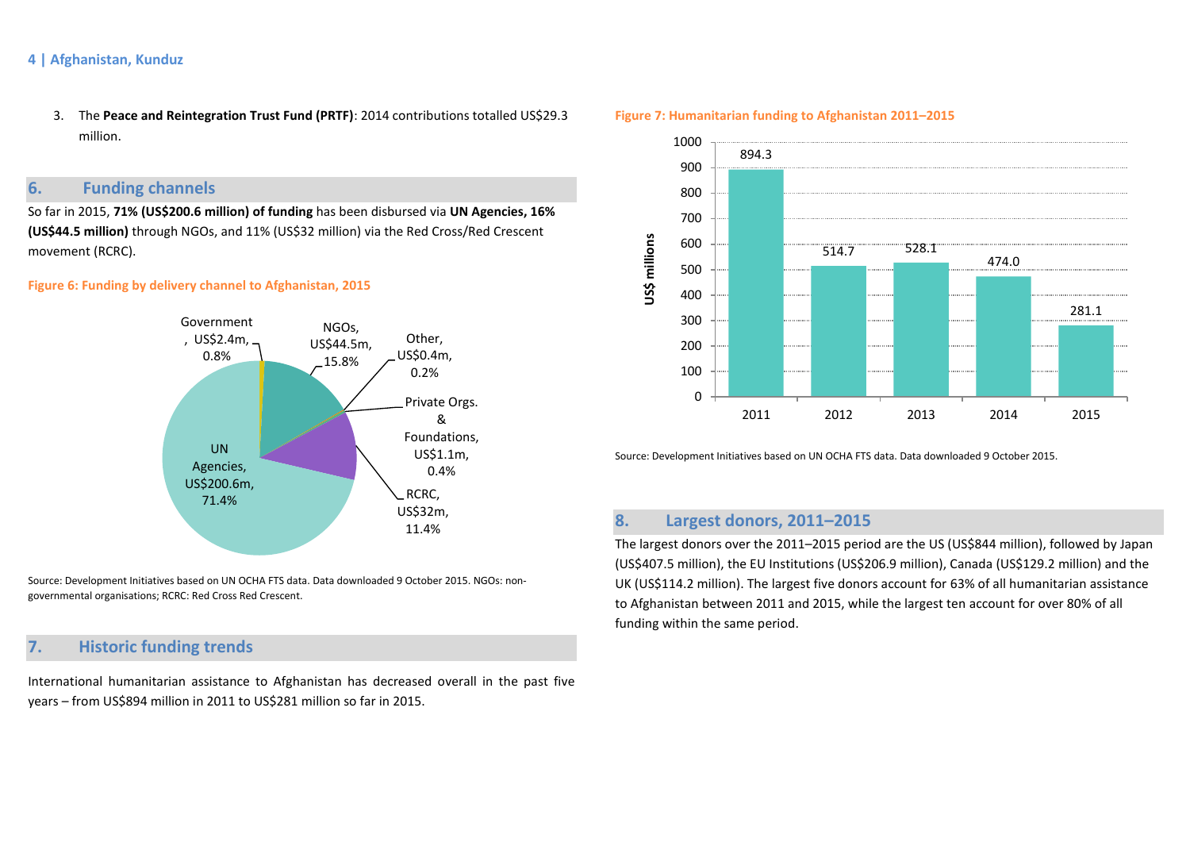3. The **Peace and Reintegration Trust Fund (PRTF)**: 2014 contributions totalled US$29.3 million.

## 6. Funding channels

So far in 2015, **71% (US$200.6 million) of funding** has been disbursed via **UN Agencies, 16% (US$44.5 million)** through NGOs, and 11% (US$32 million) via the Red Cross/Red Crescent movement (RCRC).

**Figure 6: Funding by delivery channel to Afghanistan, 2015**

| Channel | US$ | % |
|---|---|---|
| UN Agencies | US$200.6m | 71.4% |
| NGOs | US$44.5m | 15.8% |
| RCRC | US$32m | 11.4% |
| Government | US$2.4m | 0.8% |
| Private Orgs. & Foundations | US$1.1m | 0.4% |
| Other | US$0.4m | 0.2% |

Source: Development Initiatives based on UN OCHA FTS data. Data downloaded 9 October 2015. NGOs: non-governmental organisations; RCRC: Red Cross Red Crescent.

## 7. Historic funding trends

International humanitarian assistance to Afghanistan has decreased overall in the past five years – from US$894 million in 2011 to US$281 million so far in 2015.

**Figure 7: Humanitarian funding to Afghanistan 2011–2015**

| Year | US$ millions |
|---|---|
| 2011 | 894.3 |
| 2012 | 514.7 |
| 2013 | 528.1 |
| 2014 | 474.0 |
| 2015 | 281.1 |

Source: Development Initiatives based on UN OCHA FTS data. Data downloaded 9 October 2015.

## 8. Largest donors, 2011–2015

The largest donors over the 2011–2015 period are the US (US$844 million), followed by Japan (US$407.5 million), the EU Institutions (US$206.9 million), Canada (US$129.2 million) and the UK (US$114.2 million). The largest five donors account for 63% of all humanitarian assistance to Afghanistan between 2011 and 2015, while the largest ten account for over 80% of all funding within the same period.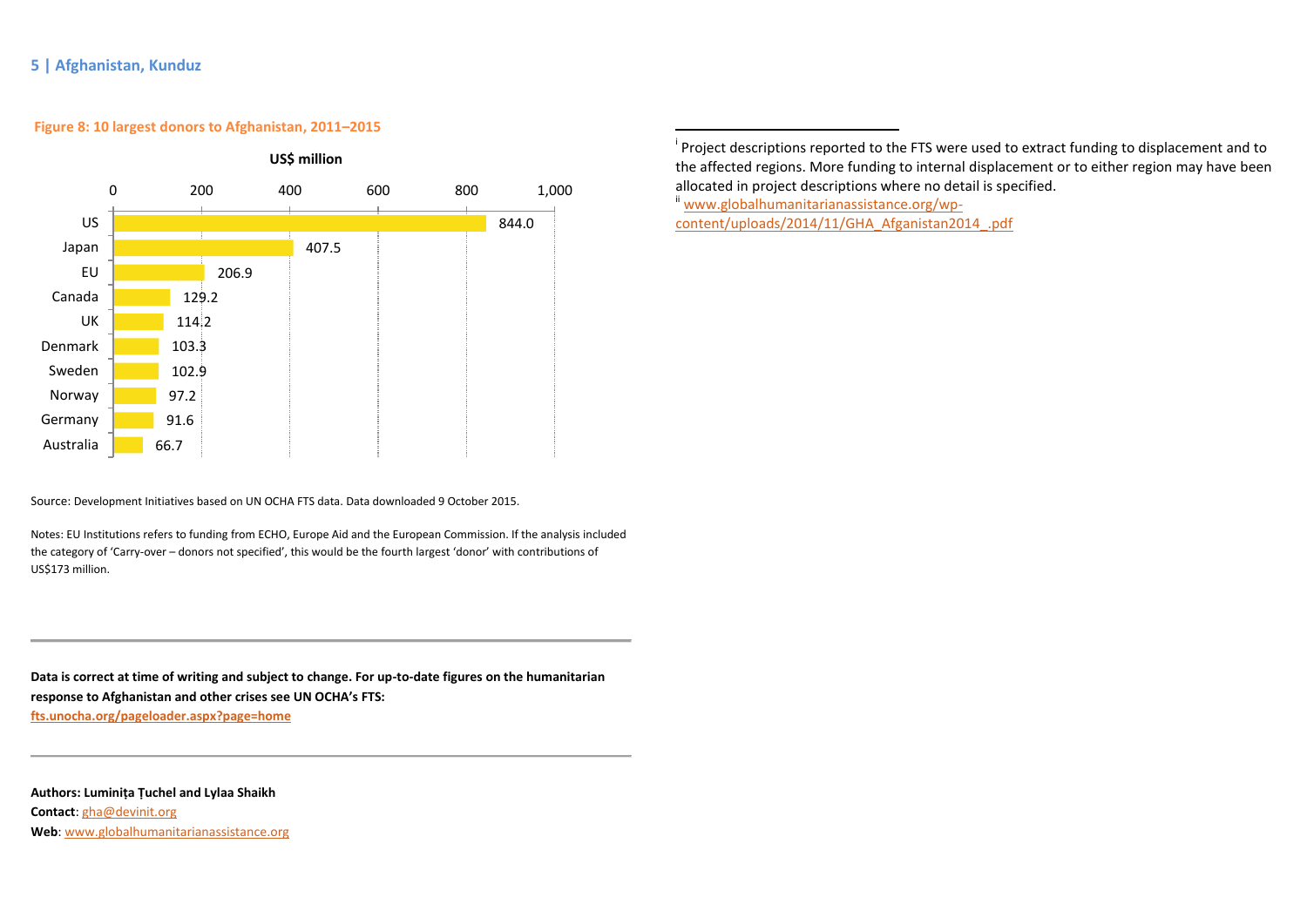**Figure 8: 10 largest donors to Afghanistan, 2011–2015**

US$ million

0
200
400
600
800
1,000

US 844.0
Japan 407.5
EU 206.9
Canada 129.2
UK 114.2
Denmark 103.3
Sweden 102.9
Norway 97.2
Germany 91.6
Australia 66.7

Source: Development Initiatives based on UN OCHA FTS data. Data downloaded 9 October 2015.

Notes: EU Institutions refers to funding from ECHO, Europe Aid and the European Commission. If the analysis included the category of 'Carry-over – donors not specified', this would be the fourth largest 'donor' with contributions of US$173 million.

---

**Data is correct at time of writing and subject to change. For up-to-date figures on the humanitarian response to Afghanistan and other crises see UN OCHA's FTS:**
**fts.unocha.org/pageloader.aspx?page=home**

---

**Authors: Luminița Țuchel and Lylaa Shaikh**
**Contact**: gha@devinit.org
**Web**: www.globalhumanitarianassistance.org

---

[i] Project descriptions reported to the FTS were used to extract funding to displacement and to the affected regions. More funding to internal displacement or to either region may have been allocated in project descriptions where no detail is specified.
[ii] www.globalhumanitarianassistance.org/wp-content/uploads/2014/11/GHA_Afganistan2014_.pdf